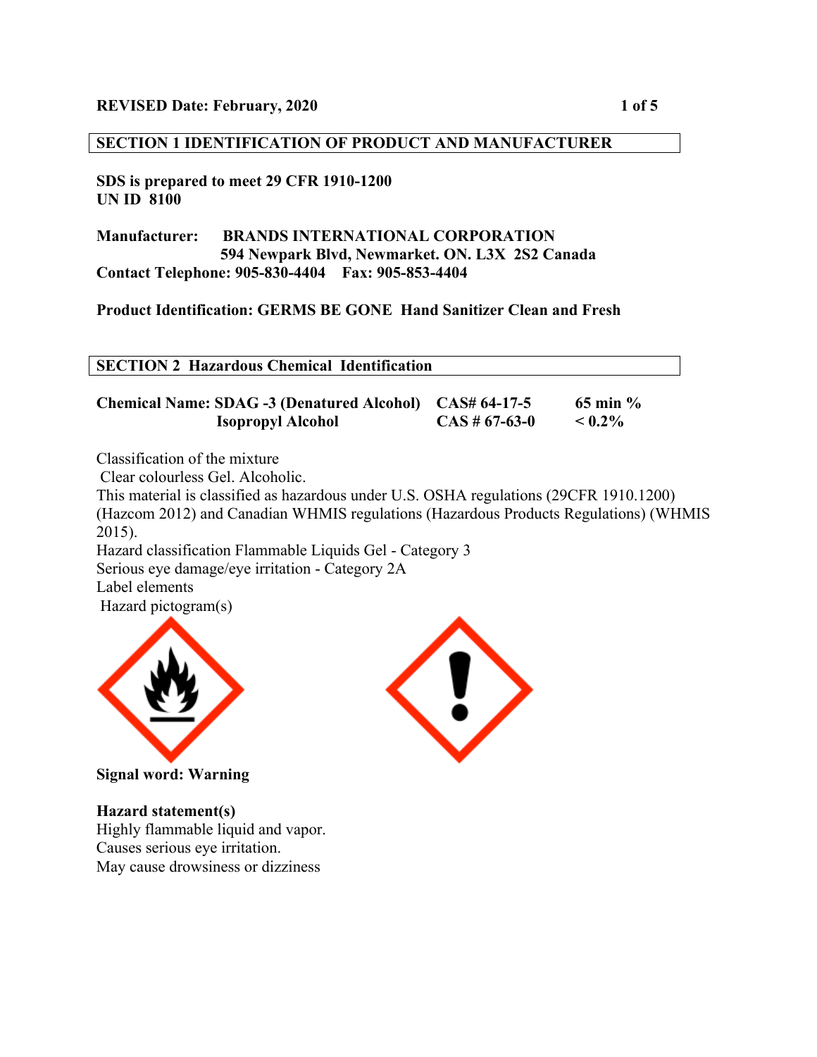**REVISED Date: February, 2020**

## SECTION 1 IDENTIFICATION OF PRODUCT AND MANUFACTURER

**SDS is prepared to meet 29 CFR 1910-1200**
**UN ID 8100**

**Manufacturer: BRANDS INTERNATIONAL CORPORATION**
**594 Newpark Blvd, Newmarket. ON. L3X 2S2 Canada**
**Contact Telephone: 905-830-4404 Fax: 905-853-4404**

**Product Identification: GERMS BE GONE Hand Sanitizer Clean and Fresh**

## SECTION 2 Hazardous Chemical Identification

| Chemical Name | CAS# | % |
|---|---|---|
| **SDAG -3 (Denatured Alcohol)** | **CAS# 64-17-5** | **65 min %** |
| **Isopropyl Alcohol** | **CAS # 67-63-0** | **< 0.2%** |

Classification of the mixture
Clear colourless Gel. Alcoholic.
This material is classified as hazardous under U.S. OSHA regulations (29CFR 1910.1200) (Hazcom 2012) and Canadian WHMIS regulations (Hazardous Products Regulations) (WHMIS 2015).
Hazard classification Flammable Liquids Gel - Category 3
Serious eye damage/eye irritation - Category 2A
Label elements
Hazard pictogram(s)

**Signal word: Warning**

**Hazard statement(s)**
Highly flammable liquid and vapor.
Causes serious eye irritation.
May cause drowsiness or dizziness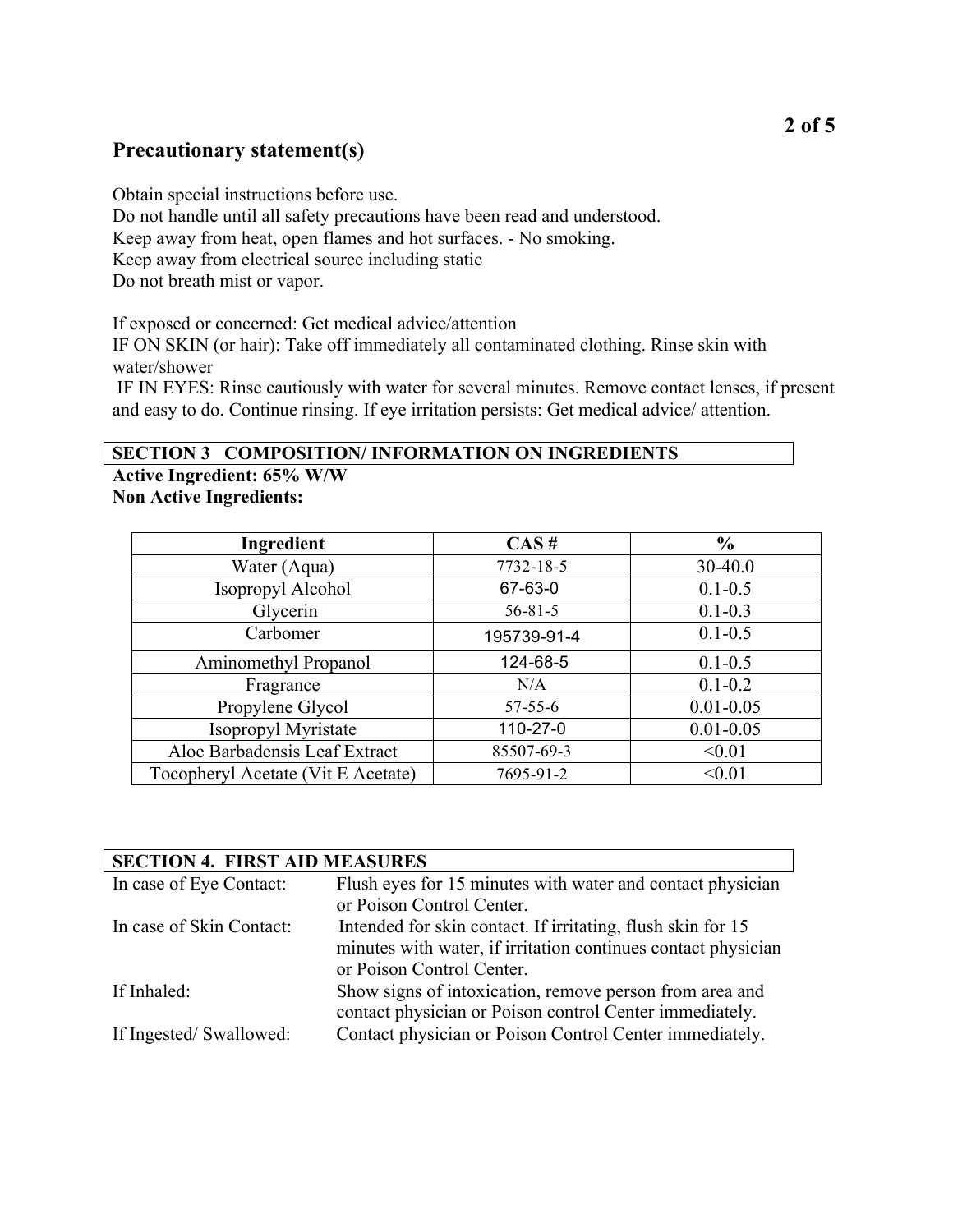## Precautionary statement(s)

Obtain special instructions before use.
Do not handle until all safety precautions have been read and understood.
Keep away from heat, open flames and hot surfaces. - No smoking.
Keep away from electrical source including static
Do not breath mist or vapor.

If exposed or concerned: Get medical advice/attention
IF ON SKIN (or hair): Take off immediately all contaminated clothing. Rinse skin with water/shower
IF IN EYES: Rinse cautiously with water for several minutes. Remove contact lenses, if present and easy to do. Continue rinsing. If eye irritation persists: Get medical advice/ attention.

## SECTION 3 COMPOSITION/ INFORMATION ON INGREDIENTS

**Active Ingredient: 65% W/W**
**Non Active Ingredients:**

| Ingredient | CAS # | % |
|---|---|---|
| Water (Aqua) | 7732-18-5 | 30-40.0 |
| Isopropyl Alcohol | 67-63-0 | 0.1-0.5 |
| Glycerin | 56-81-5 | 0.1-0.3 |
| Carbomer | 195739-91-4 | 0.1-0.5 |
| Aminomethyl Propanol | 124-68-5 | 0.1-0.5 |
| Fragrance | N/A | 0.1-0.2 |
| Propylene Glycol | 57-55-6 | 0.01-0.05 |
| Isopropyl Myristate | 110-27-0 | 0.01-0.05 |
| Aloe Barbadensis Leaf Extract | 85507-69-3 | <0.01 |
| Tocopheryl Acetate (Vit E Acetate) | 7695-91-2 | <0.01 |

## SECTION 4. FIRST AID MEASURES

| | |
|---|---|
| In case of Eye Contact: | Flush eyes for 15 minutes with water and contact physician or Poison Control Center. |
| In case of Skin Contact: | Intended for skin contact. If irritating, flush skin for 15 minutes with water, if irritation continues contact physician or Poison Control Center. |
| If Inhaled: | Show signs of intoxication, remove person from area and contact physician or Poison control Center immediately. |
| If Ingested/ Swallowed: | Contact physician or Poison Control Center immediately. |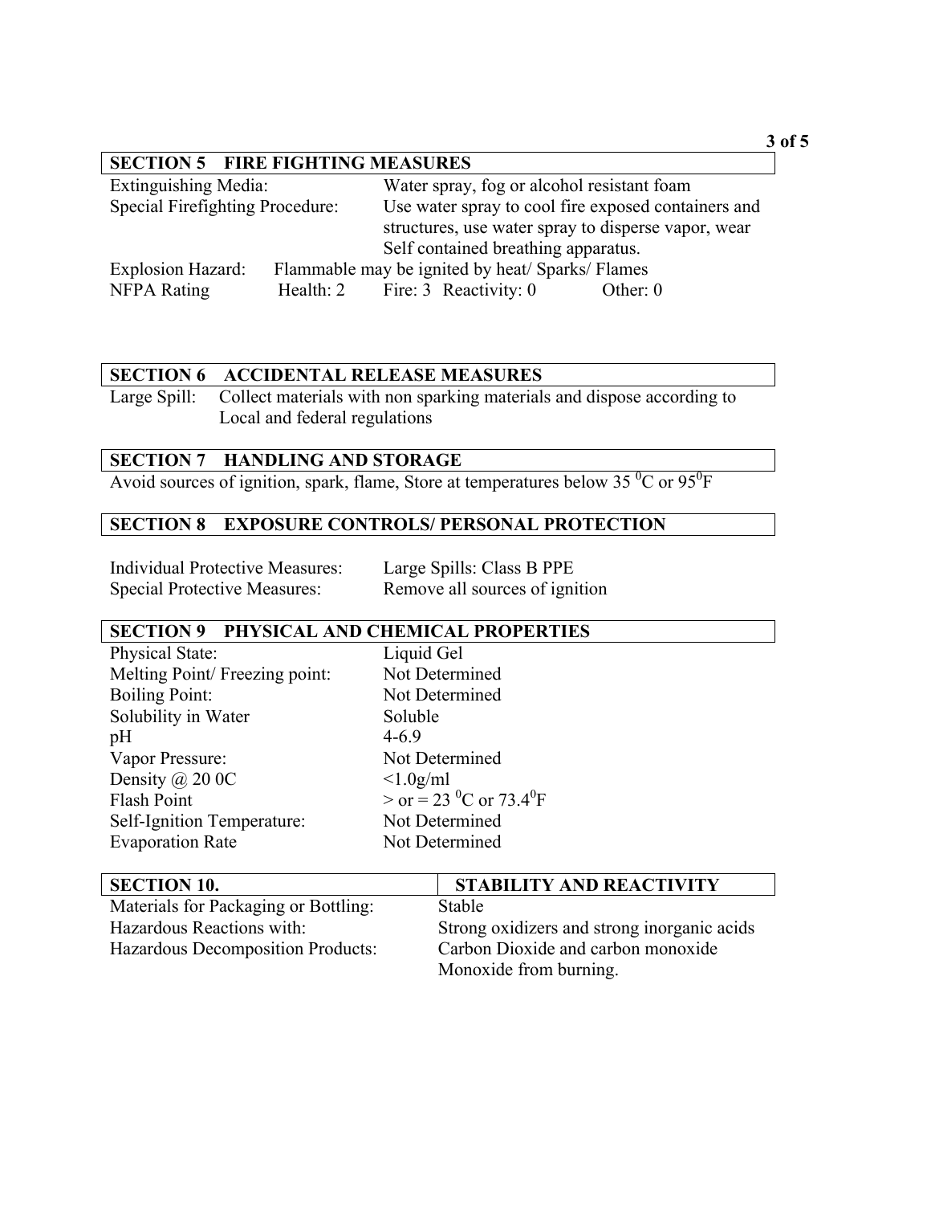## SECTION 5 FIRE FIGHTING MEASURES

| | |
|---|---|
| Extinguishing Media: | Water spray, fog or alcohol resistant foam |
| Special Firefighting Procedure: | Use water spray to cool fire exposed containers and structures, use water spray to disperse vapor, wear Self contained breathing apparatus. |

Explosion Hazard: Flammable may be ignited by heat/ Sparks/ Flames

NFPA Rating Health: 2 Fire: 3 Reactivity: 0 Other: 0

## SECTION 6 ACCIDENTAL RELEASE MEASURES

Large Spill: Collect materials with non sparking materials and dispose according to Local and federal regulations

## SECTION 7 HANDLING AND STORAGE

Avoid sources of ignition, spark, flame, Store at temperatures below 35 $^0$C or 95$^0$F

## SECTION 8 EXPOSURE CONTROLS/ PERSONAL PROTECTION

| | |
|---|---|
| Individual Protective Measures: | Large Spills: Class B PPE |
| Special Protective Measures: | Remove all sources of ignition |

## SECTION 9 PHYSICAL AND CHEMICAL PROPERTIES

| | |
|---|---|
| Physical State: | Liquid Gel |
| Melting Point/ Freezing point: | Not Determined |
| Boiling Point: | Not Determined |
| Solubility in Water | Soluble |
| pH | 4-6.9 |
| Vapor Pressure: | Not Determined |
| Density @ 20 0C | <1.0g/ml |
| Flash Point | > or = 23 $^0$C or 73.4$^0$F |
| Self-Ignition Temperature: | Not Determined |
| Evaporation Rate | Not Determined |

## SECTION 10. STABILITY AND REACTIVITY

| | |
|---|---|
| Materials for Packaging or Bottling: | Stable |
| Hazardous Reactions with: | Strong oxidizers and strong inorganic acids |
| Hazardous Decomposition Products: | Carbon Dioxide and carbon monoxide Monoxide from burning. |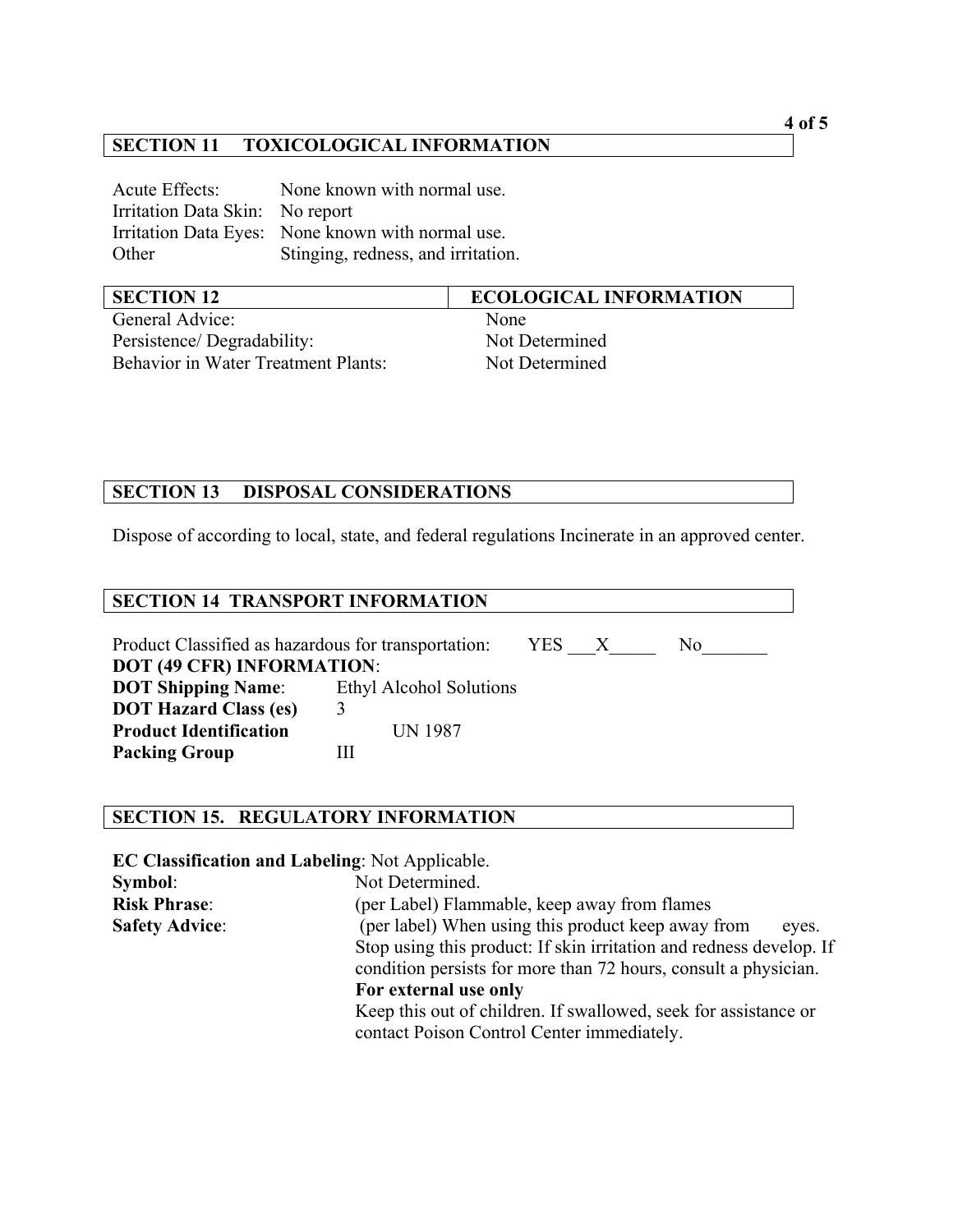## SECTION 11 TOXICOLOGICAL INFORMATION

Acute Effects: None known with normal use.
Irritation Data Skin: No report
Irritation Data Eyes: None known with normal use.
Other Stinging, redness, and irritation.

## SECTION 12 ECOLOGICAL INFORMATION

| | |
|---|---|
| General Advice: | None |
| Persistence/ Degradability: | Not Determined |
| Behavior in Water Treatment Plants: | Not Determined |

## SECTION 13 DISPOSAL CONSIDERATIONS

Dispose of according to local, state, and federal regulations Incinerate in an approved center.

## SECTION 14 TRANSPORT INFORMATION

Product Classified as hazardous for transportation: YES \_\_\_X\_\_\_\_\_ No\_\_\_\_\_\_\_

**DOT (49 CFR) INFORMATION**:
**DOT Shipping Name**: Ethyl Alcohol Solutions
**DOT Hazard Class (es)** 3
**Product Identification** UN 1987
**Packing Group** III

## SECTION 15. REGULATORY INFORMATION

**EC Classification and Labeling**: Not Applicable.
**Symbol**: Not Determined.
**Risk Phrase**: (per Label) Flammable, keep away from flames
**Safety Advice**: (per label) When using this product keep away from eyes. Stop using this product: If skin irritation and redness develop. If condition persists for more than 72 hours, consult a physician.
**For external use only**
Keep this out of children. If swallowed, seek for assistance or contact Poison Control Center immediately.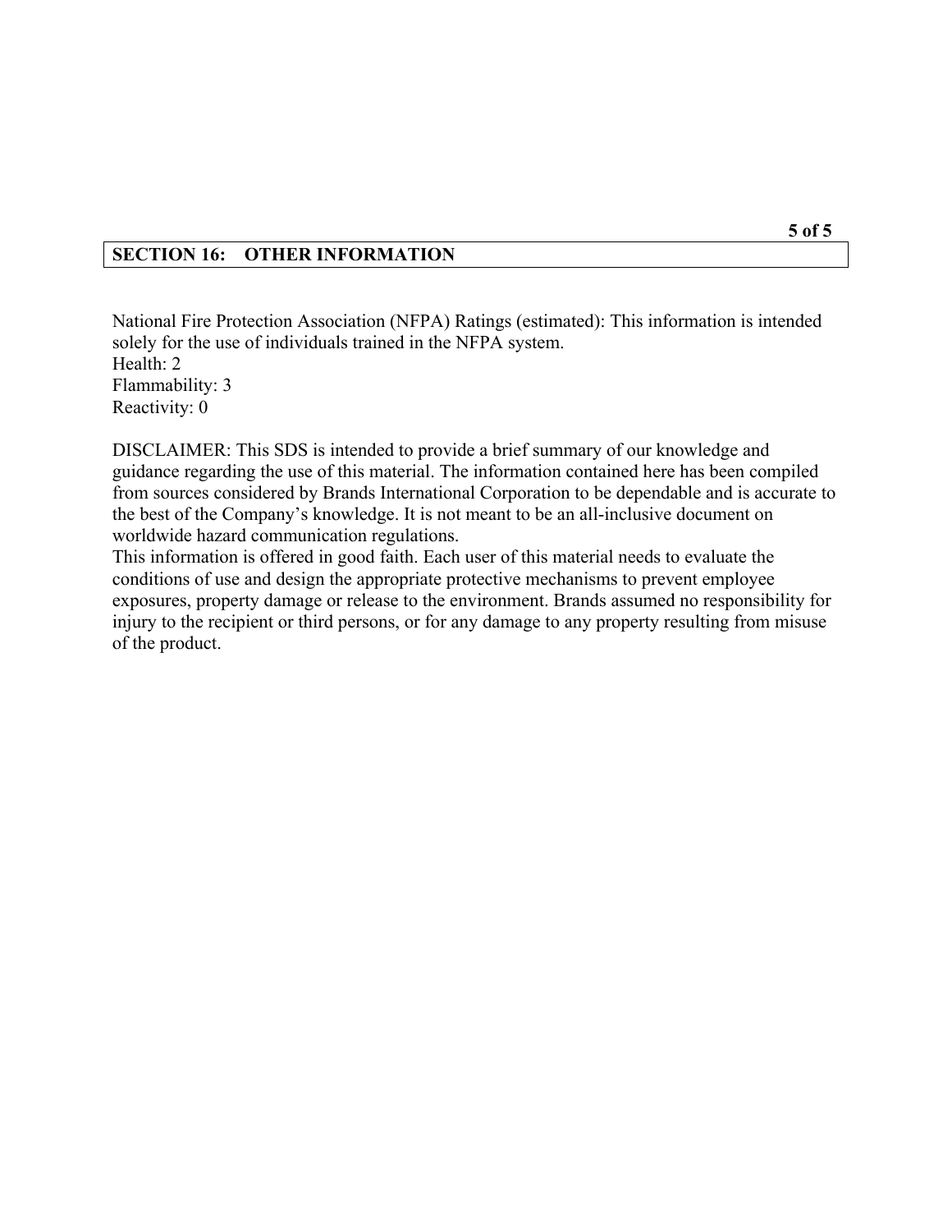## SECTION 16: OTHER INFORMATION

National Fire Protection Association (NFPA) Ratings (estimated): This information is intended solely for the use of individuals trained in the NFPA system.
Health: 2
Flammability: 3
Reactivity: 0

DISCLAIMER: This SDS is intended to provide a brief summary of our knowledge and guidance regarding the use of this material. The information contained here has been compiled from sources considered by Brands International Corporation to be dependable and is accurate to the best of the Company's knowledge. It is not meant to be an all-inclusive document on worldwide hazard communication regulations.
This information is offered in good faith. Each user of this material needs to evaluate the conditions of use and design the appropriate protective mechanisms to prevent employee exposures, property damage or release to the environment. Brands assumed no responsibility for injury to the recipient or third persons, or for any damage to any property resulting from misuse of the product.